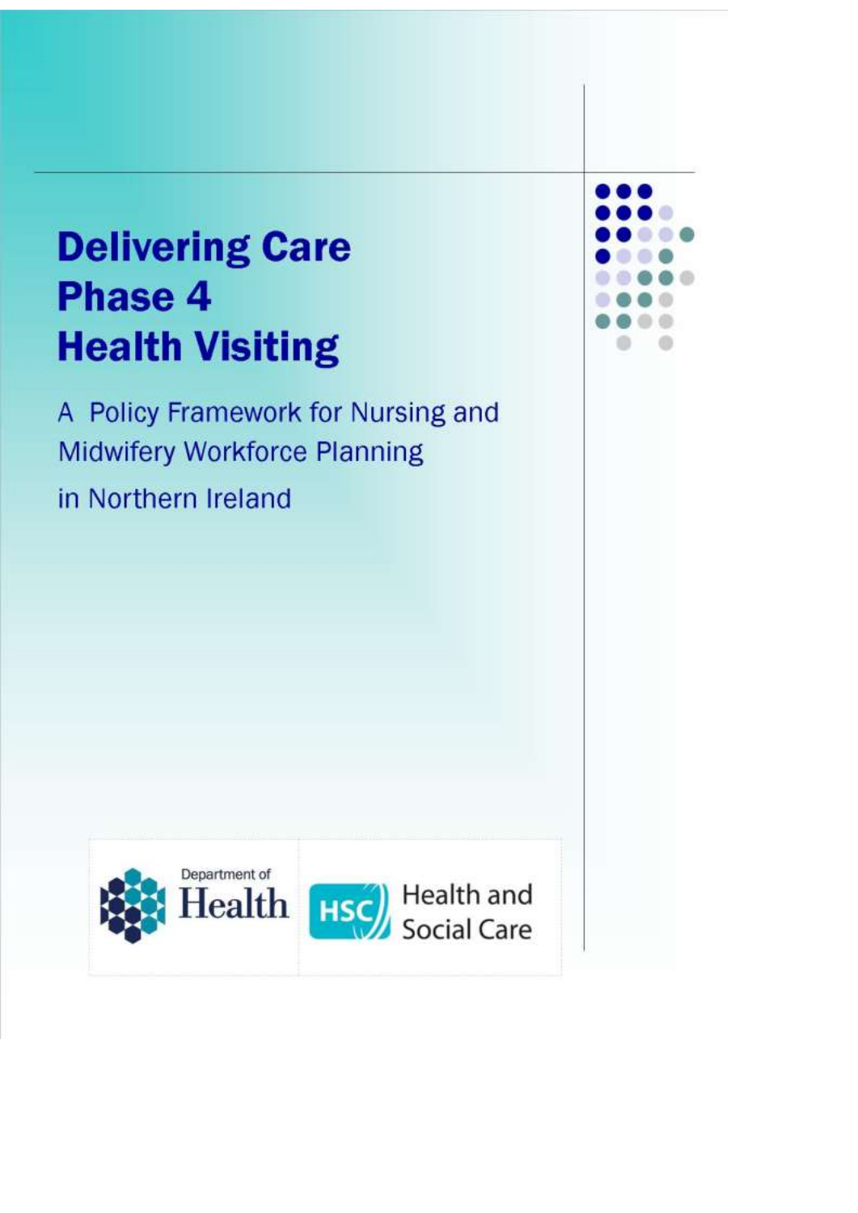# Delivering Care Phase 4 Health Visiting

A Policy Framework for Nursing and Midwifery Workforce Planning in Northern Ireland

Department of Health

HSC Health and Social Care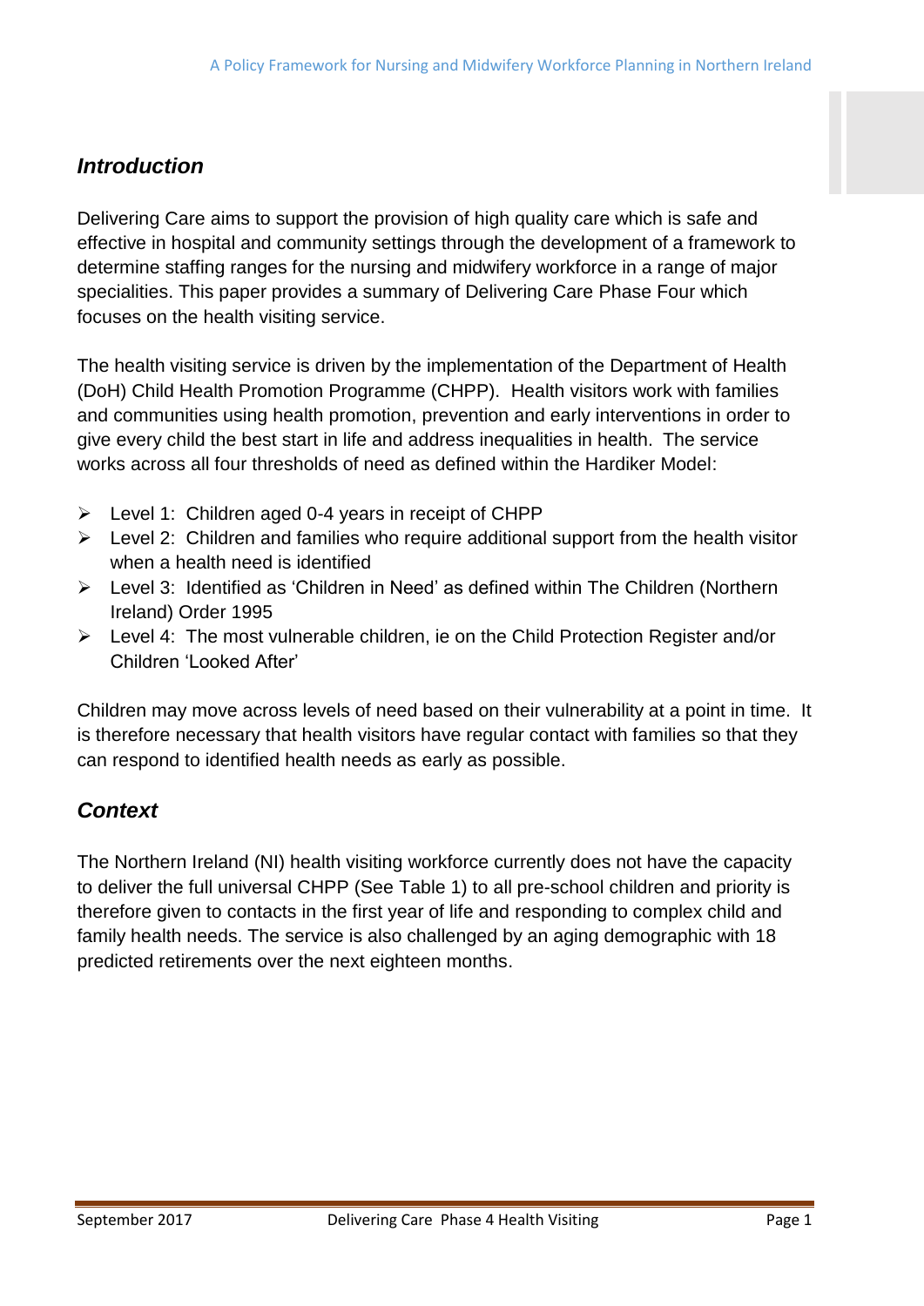## *Introduction*

Delivering Care aims to support the provision of high quality care which is safe and effective in hospital and community settings through the development of a framework to determine staffing ranges for the nursing and midwifery workforce in a range of major specialities. This paper provides a summary of Delivering Care Phase Four which focuses on the health visiting service.

The health visiting service is driven by the implementation of the Department of Health (DoH) Child Health Promotion Programme (CHPP). Health visitors work with families and communities using health promotion, prevention and early interventions in order to give every child the best start in life and address inequalities in health. The service works across all four thresholds of need as defined within the Hardiker Model:

- Level 1: Children aged 0-4 years in receipt of CHPP
- Level 2: Children and families who require additional support from the health visitor when a health need is identified
- Level 3: Identified as 'Children in Need' as defined within The Children (Northern Ireland) Order 1995
- Level 4: The most vulnerable children, ie on the Child Protection Register and/or Children 'Looked After'

Children may move across levels of need based on their vulnerability at a point in time. It is therefore necessary that health visitors have regular contact with families so that they can respond to identified health needs as early as possible.

## *Context*

The Northern Ireland (NI) health visiting workforce currently does not have the capacity to deliver the full universal CHPP (See Table 1) to all pre-school children and priority is therefore given to contacts in the first year of life and responding to complex child and family health needs. The service is also challenged by an aging demographic with 18 predicted retirements over the next eighteen months.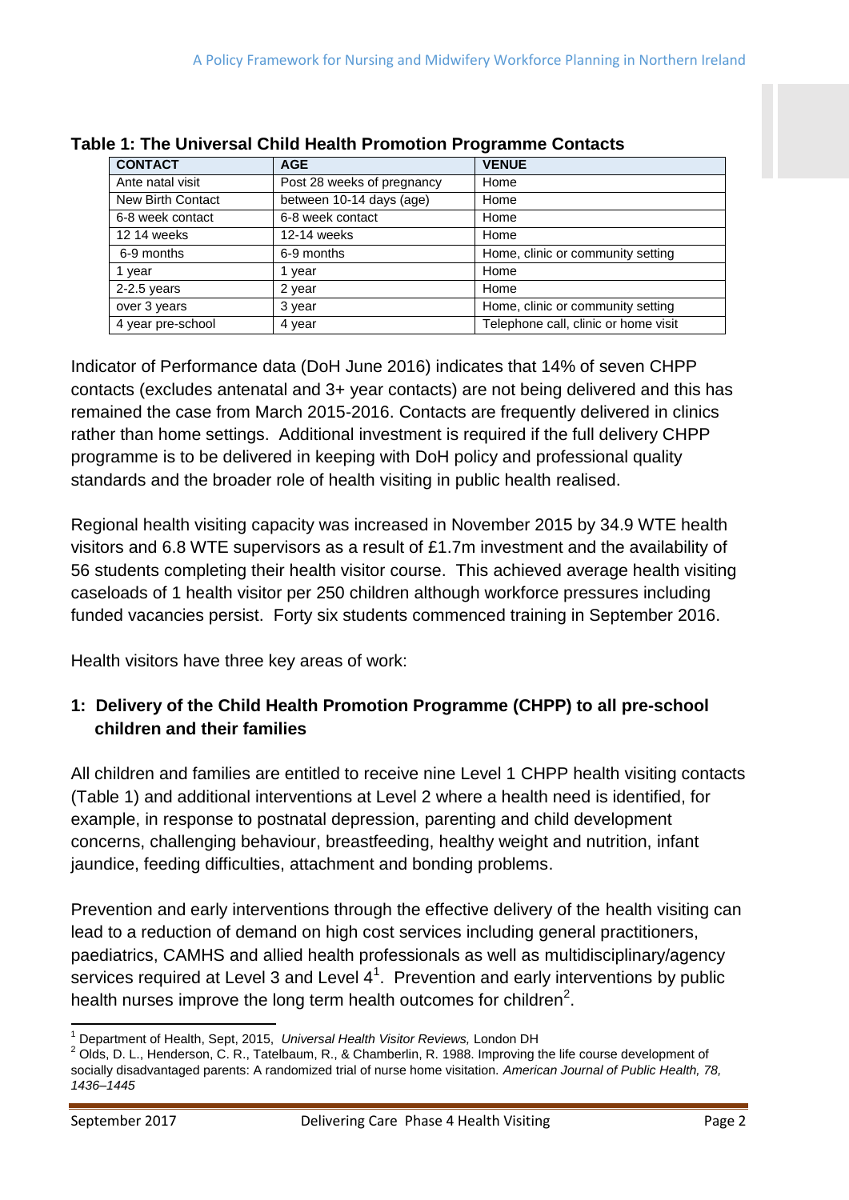**Table 1: The Universal Child Health Promotion Programme Contacts**

| CONTACT | AGE | VENUE |
|---|---|---|
| Ante natal visit | Post 28 weeks of pregnancy | Home |
| New Birth Contact | between 10-14 days (age) | Home |
| 6-8 week contact | 6-8 week contact | Home |
| 12 14 weeks | 12-14 weeks | Home |
| 6-9 months | 6-9 months | Home, clinic or community setting |
| 1 year | 1 year | Home |
| 2-2.5 years | 2 year | Home |
| over 3 years | 3 year | Home, clinic or community setting |
| 4 year pre-school | 4 year | Telephone call, clinic or home visit |

Indicator of Performance data (DoH June 2016) indicates that 14% of seven CHPP contacts (excludes antenatal and 3+ year contacts) are not being delivered and this has remained the case from March 2015-2016. Contacts are frequently delivered in clinics rather than home settings. Additional investment is required if the full delivery CHPP programme is to be delivered in keeping with DoH policy and professional quality standards and the broader role of health visiting in public health realised.

Regional health visiting capacity was increased in November 2015 by 34.9 WTE health visitors and 6.8 WTE supervisors as a result of £1.7m investment and the availability of 56 students completing their health visitor course. This achieved average health visiting caseloads of 1 health visitor per 250 children although workforce pressures including funded vacancies persist. Forty six students commenced training in September 2016.

Health visitors have three key areas of work:

### 1: Delivery of the Child Health Promotion Programme (CHPP) to all pre-school children and their families

All children and families are entitled to receive nine Level 1 CHPP health visiting contacts (Table 1) and additional interventions at Level 2 where a health need is identified, for example, in response to postnatal depression, parenting and child development concerns, challenging behaviour, breastfeeding, healthy weight and nutrition, infant jaundice, feeding difficulties, attachment and bonding problems.

Prevention and early interventions through the effective delivery of the health visiting can lead to a reduction of demand on high cost services including general practitioners, paediatrics, CAMHS and allied health professionals as well as multidisciplinary/agency services required at Level 3 and Level 4[1]. Prevention and early interventions by public health nurses improve the long term health outcomes for children[2].

[1] Department of Health, Sept, 2015, *Universal Health Visitor Reviews,* London DH

[2] Olds, D. L., Henderson, C. R., Tatelbaum, R., & Chamberlin, R. 1988. Improving the life course development of socially disadvantaged parents: A randomized trial of nurse home visitation. *American Journal of Public Health, 78, 1436–1445*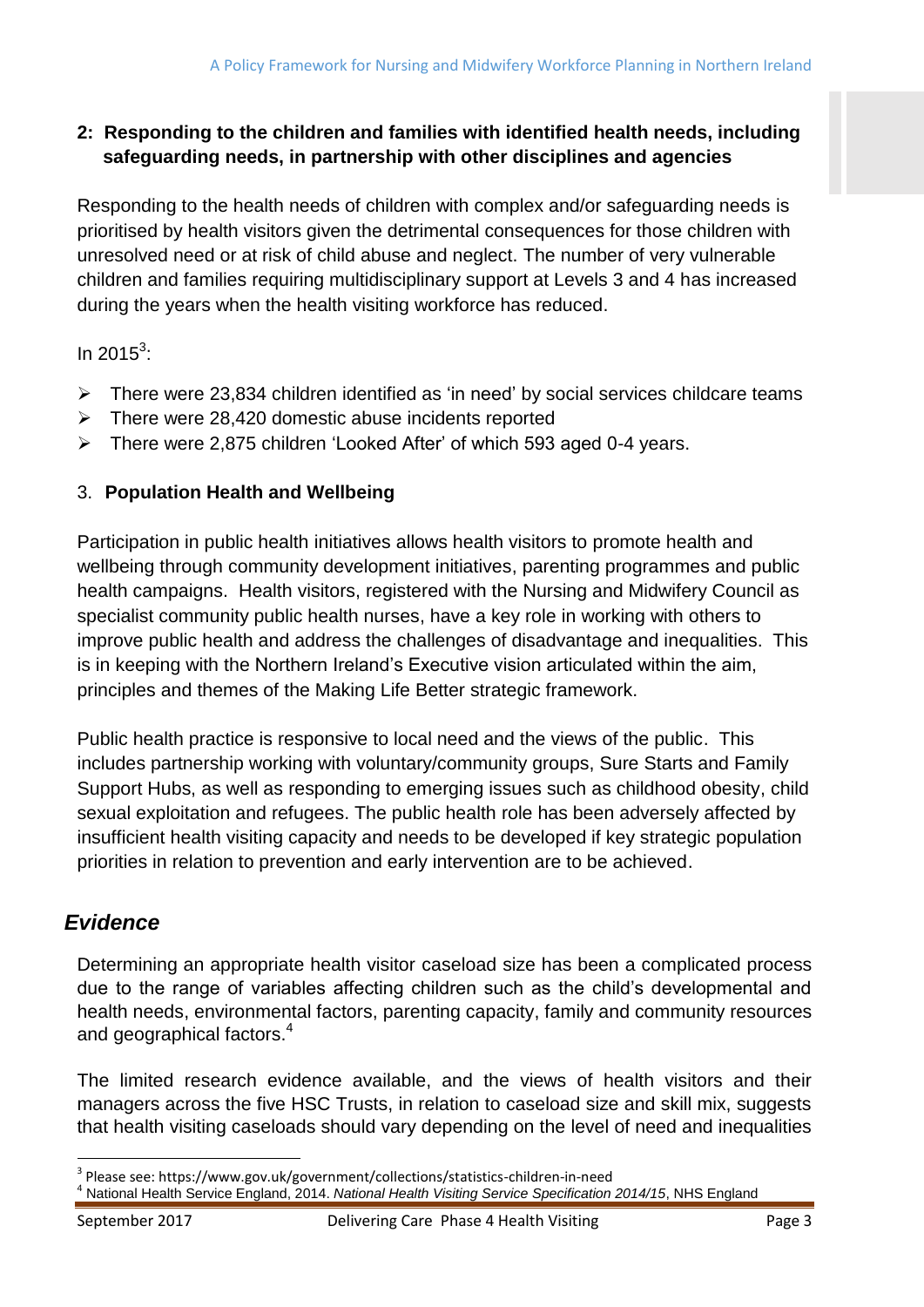**2: Responding to the children and families with identified health needs, including safeguarding needs, in partnership with other disciplines and agencies**

Responding to the health needs of children with complex and/or safeguarding needs is prioritised by health visitors given the detrimental consequences for those children with unresolved need or at risk of child abuse and neglect. The number of very vulnerable children and families requiring multidisciplinary support at Levels 3 and 4 has increased during the years when the health visiting workforce has reduced.

In 2015[3]:

- There were 23,834 children identified as 'in need' by social services childcare teams
- There were 28,420 domestic abuse incidents reported
- There were 2,875 children 'Looked After' of which 593 aged 0-4 years.

3. **Population Health and Wellbeing**

Participation in public health initiatives allows health visitors to promote health and wellbeing through community development initiatives, parenting programmes and public health campaigns. Health visitors, registered with the Nursing and Midwifery Council as specialist community public health nurses, have a key role in working with others to improve public health and address the challenges of disadvantage and inequalities. This is in keeping with the Northern Ireland's Executive vision articulated within the aim, principles and themes of the Making Life Better strategic framework.

Public health practice is responsive to local need and the views of the public. This includes partnership working with voluntary/community groups, Sure Starts and Family Support Hubs, as well as responding to emerging issues such as childhood obesity, child sexual exploitation and refugees. The public health role has been adversely affected by insufficient health visiting capacity and needs to be developed if key strategic population priorities in relation to prevention and early intervention are to be achieved.

## *Evidence*

Determining an appropriate health visitor caseload size has been a complicated process due to the range of variables affecting children such as the child's developmental and health needs, environmental factors, parenting capacity, family and community resources and geographical factors.[4]

The limited research evidence available, and the views of health visitors and their managers across the five HSC Trusts, in relation to caseload size and skill mix, suggests that health visiting caseloads should vary depending on the level of need and inequalities

---

[3] Please see: https://www.gov.uk/government/collections/statistics-children-in-need

[4] National Health Service England, 2014. *National Health Visiting Service Specification 2014/15*, NHS England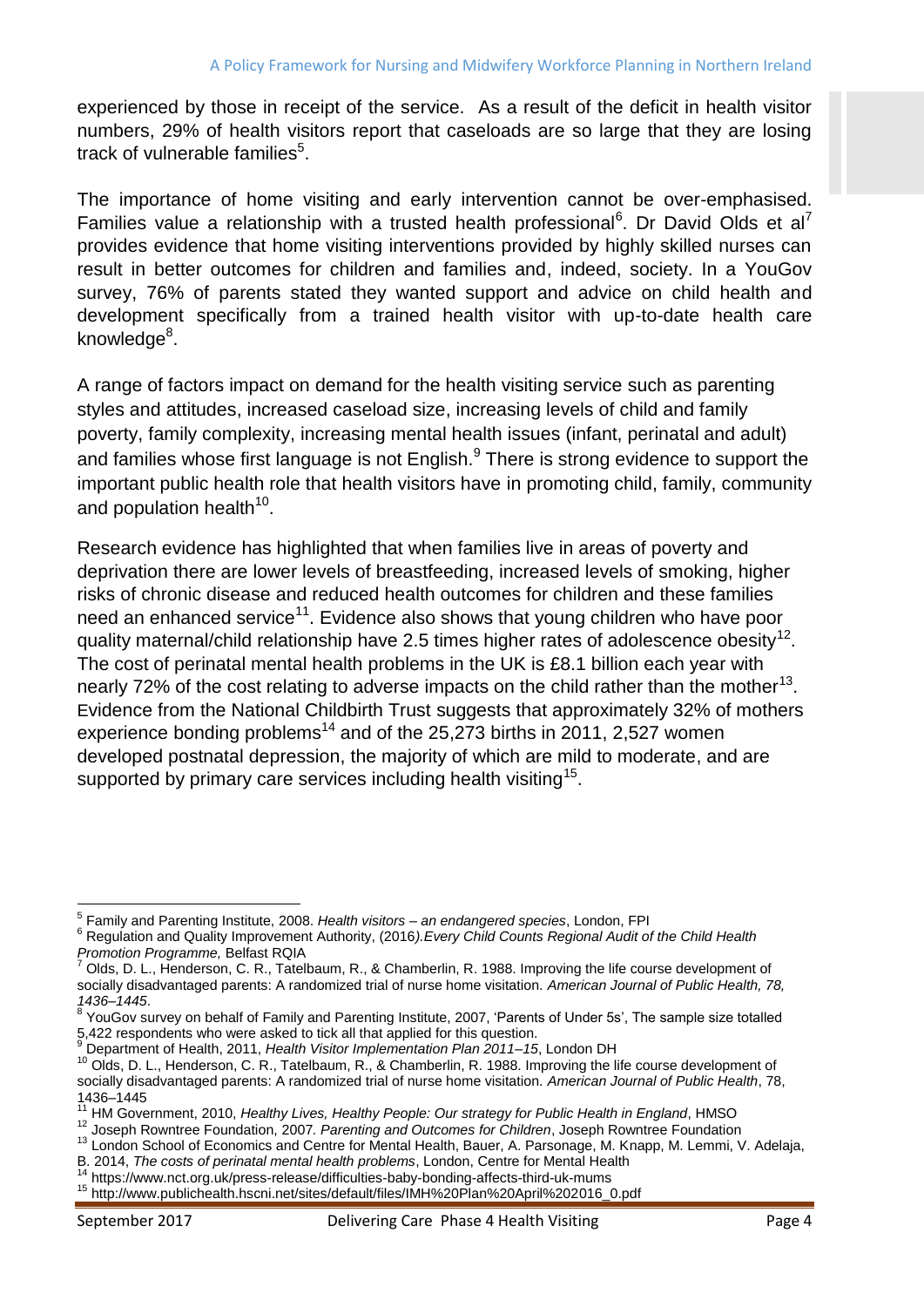experienced by those in receipt of the service. As a result of the deficit in health visitor numbers, 29% of health visitors report that caseloads are so large that they are losing track of vulnerable families[5].

The importance of home visiting and early intervention cannot be over-emphasised. Families value a relationship with a trusted health professional[6]. Dr David Olds et al[7] provides evidence that home visiting interventions provided by highly skilled nurses can result in better outcomes for children and families and, indeed, society. In a YouGov survey, 76% of parents stated they wanted support and advice on child health and development specifically from a trained health visitor with up-to-date health care knowledge[8].

A range of factors impact on demand for the health visiting service such as parenting styles and attitudes, increased caseload size, increasing levels of child and family poverty, family complexity, increasing mental health issues (infant, perinatal and adult) and families whose first language is not English.[9] There is strong evidence to support the important public health role that health visitors have in promoting child, family, community and population health[10].

Research evidence has highlighted that when families live in areas of poverty and deprivation there are lower levels of breastfeeding, increased levels of smoking, higher risks of chronic disease and reduced health outcomes for children and these families need an enhanced service[11]. Evidence also shows that young children who have poor quality maternal/child relationship have 2.5 times higher rates of adolescence obesity[12]. The cost of perinatal mental health problems in the UK is £8.1 billion each year with nearly 72% of the cost relating to adverse impacts on the child rather than the mother[13]. Evidence from the National Childbirth Trust suggests that approximately 32% of mothers experience bonding problems[14] and of the 25,273 births in 2011, 2,527 women developed postnatal depression, the majority of which are mild to moderate, and are supported by primary care services including health visiting[15].

---

[5] Family and Parenting Institute, 2008. *Health visitors – an endangered species*, London, FPI

[6] Regulation and Quality Improvement Authority, (2016*).Every Child Counts Regional Audit of the Child Health Promotion Programme,* Belfast RQIA

[7] Olds, D. L., Henderson, C. R., Tatelbaum, R., & Chamberlin, R. 1988. Improving the life course development of socially disadvantaged parents: A randomized trial of nurse home visitation. *American Journal of Public Health, 78, 1436–1445*.

[8] YouGov survey on behalf of Family and Parenting Institute, 2007, 'Parents of Under 5s', The sample size totalled 5,422 respondents who were asked to tick all that applied for this question.

[9] Department of Health, 2011, *Health Visitor Implementation Plan 2011–15*, London DH

[10] Olds, D. L., Henderson, C. R., Tatelbaum, R., & Chamberlin, R. 1988. Improving the life course development of socially disadvantaged parents: A randomized trial of nurse home visitation. *American Journal of Public Health*, 78, 1436–1445

[11] HM Government, 2010, *Healthy Lives, Healthy People: Our strategy for Public Health in England*, HMSO

[12] Joseph Rowntree Foundation, 2007*. Parenting and Outcomes for Children*, Joseph Rowntree Foundation

[13] London School of Economics and Centre for Mental Health, Bauer, A. Parsonage, M. Knapp, M. Lemmi, V. Adelaja, B. 2014, *The costs of perinatal mental health problems*, London, Centre for Mental Health

[14] https://www.nct.org.uk/press-release/difficulties-baby-bonding-affects-third-uk-mums

[15] http://www.publichealth.hscni.net/sites/default/files/IMH%20Plan%20April%202016_0.pdf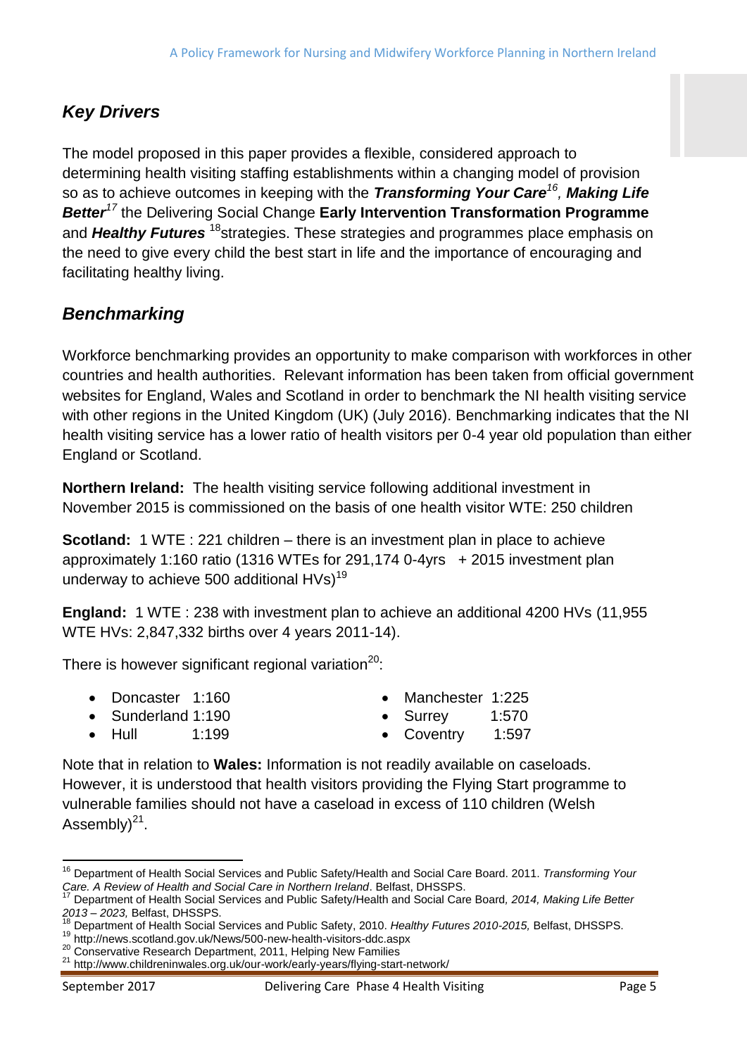## *Key Drivers*

The model proposed in this paper provides a flexible, considered approach to determining health visiting staffing establishments within a changing model of provision so as to achieve outcomes in keeping with the ***Transforming Your Care***[16], ***Making Life Better***[17] the Delivering Social Change **Early Intervention Transformation Programme** and ***Healthy Futures*** [18]strategies. These strategies and programmes place emphasis on the need to give every child the best start in life and the importance of encouraging and facilitating healthy living.

## *Benchmarking*

Workforce benchmarking provides an opportunity to make comparison with workforces in other countries and health authorities. Relevant information has been taken from official government websites for England, Wales and Scotland in order to benchmark the NI health visiting service with other regions in the United Kingdom (UK) (July 2016). Benchmarking indicates that the NI health visiting service has a lower ratio of health visitors per 0-4 year old population than either England or Scotland.

**Northern Ireland:** The health visiting service following additional investment in November 2015 is commissioned on the basis of one health visitor WTE: 250 children

**Scotland:** 1 WTE : 221 children – there is an investment plan in place to achieve approximately 1:160 ratio (1316 WTEs for 291,174 0-4yrs + 2015 investment plan underway to achieve 500 additional HVs)[19]

**England:** 1 WTE : 238 with investment plan to achieve an additional 4200 HVs (11,955 WTE HVs: 2,847,332 births over 4 years 2011-14).

There is however significant regional variation[20]:

- Doncaster 1:160
- Sunderland 1:190
- Hull 1:199
- Manchester 1:225
- Surrey 1:570
- Coventry 1:597

Note that in relation to **Wales:** Information is not readily available on caseloads. However, it is understood that health visitors providing the Flying Start programme to vulnerable families should not have a caseload in excess of 110 children (Welsh Assembly)[21].

---

[16] Department of Health Social Services and Public Safety/Health and Social Care Board. 2011. *Transforming Your Care. A Review of Health and Social Care in Northern Ireland*. Belfast, DHSSPS.

[17] Department of Health Social Services and Public Safety/Health and Social Care Board*, 2014, Making Life Better 2013 – 2023,* Belfast, DHSSPS.

[18] Department of Health Social Services and Public Safety, 2010. *Healthy Futures 2010-2015,* Belfast, DHSSPS.

[19] http://news.scotland.gov.uk/News/500-new-health-visitors-ddc.aspx

[20] Conservative Research Department, 2011, Helping New Families

[21] http://www.childreninwales.org.uk/our-work/early-years/flying-start-network/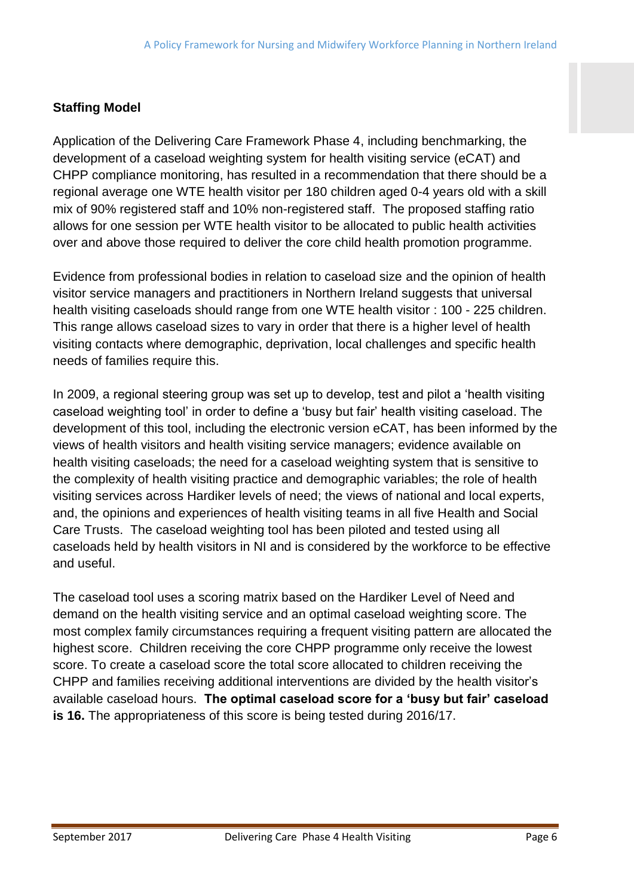**Staffing Model**

Application of the Delivering Care Framework Phase 4, including benchmarking, the development of a caseload weighting system for health visiting service (eCAT) and CHPP compliance monitoring, has resulted in a recommendation that there should be a regional average one WTE health visitor per 180 children aged 0-4 years old with a skill mix of 90% registered staff and 10% non-registered staff. The proposed staffing ratio allows for one session per WTE health visitor to be allocated to public health activities over and above those required to deliver the core child health promotion programme.

Evidence from professional bodies in relation to caseload size and the opinion of health visitor service managers and practitioners in Northern Ireland suggests that universal health visiting caseloads should range from one WTE health visitor : 100 - 225 children. This range allows caseload sizes to vary in order that there is a higher level of health visiting contacts where demographic, deprivation, local challenges and specific health needs of families require this.

In 2009, a regional steering group was set up to develop, test and pilot a 'health visiting caseload weighting tool' in order to define a 'busy but fair' health visiting caseload. The development of this tool, including the electronic version eCAT, has been informed by the views of health visitors and health visiting service managers; evidence available on health visiting caseloads; the need for a caseload weighting system that is sensitive to the complexity of health visiting practice and demographic variables; the role of health visiting services across Hardiker levels of need; the views of national and local experts, and, the opinions and experiences of health visiting teams in all five Health and Social Care Trusts. The caseload weighting tool has been piloted and tested using all caseloads held by health visitors in NI and is considered by the workforce to be effective and useful.

The caseload tool uses a scoring matrix based on the Hardiker Level of Need and demand on the health visiting service and an optimal caseload weighting score. The most complex family circumstances requiring a frequent visiting pattern are allocated the highest score. Children receiving the core CHPP programme only receive the lowest score. To create a caseload score the total score allocated to children receiving the CHPP and families receiving additional interventions are divided by the health visitor's available caseload hours. **The optimal caseload score for a 'busy but fair' caseload is 16.** The appropriateness of this score is being tested during 2016/17.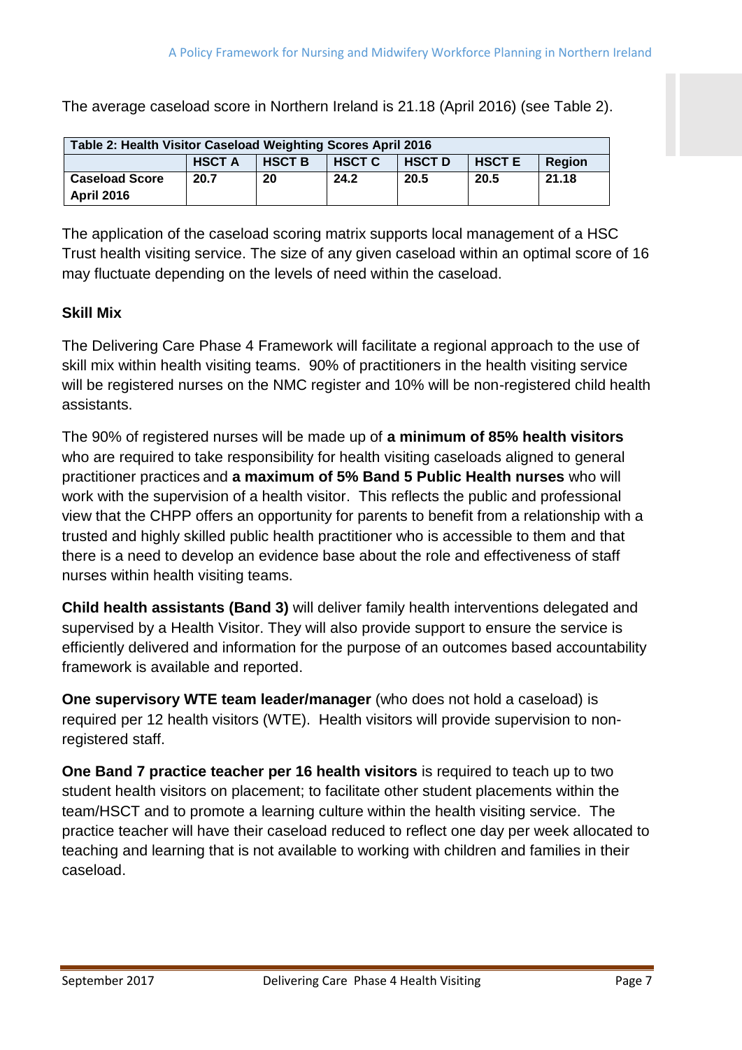The average caseload score in Northern Ireland is 21.18 (April 2016) (see Table 2).

| Table 2: Health Visitor Caseload Weighting Scores April 2016 | | | | | | |
|---|---|---|---|---|---|---|
| | **HSCT A** | **HSCT B** | **HSCT C** | **HSCT D** | **HSCT E** | **Region** |
| **Caseload Score April 2016** | **20.7** | **20** | **24.2** | **20.5** | **20.5** | **21.18** |

The application of the caseload scoring matrix supports local management of a HSC Trust health visiting service. The size of any given caseload within an optimal score of 16 may fluctuate depending on the levels of need within the caseload.

**Skill Mix**

The Delivering Care Phase 4 Framework will facilitate a regional approach to the use of skill mix within health visiting teams. 90% of practitioners in the health visiting service will be registered nurses on the NMC register and 10% will be non-registered child health assistants.

The 90% of registered nurses will be made up of **a minimum of 85% health visitors** who are required to take responsibility for health visiting caseloads aligned to general practitioner practices and **a maximum of 5% Band 5 Public Health nurses** who will work with the supervision of a health visitor. This reflects the public and professional view that the CHPP offers an opportunity for parents to benefit from a relationship with a trusted and highly skilled public health practitioner who is accessible to them and that there is a need to develop an evidence base about the role and effectiveness of staff nurses within health visiting teams.

**Child health assistants (Band 3)** will deliver family health interventions delegated and supervised by a Health Visitor. They will also provide support to ensure the service is efficiently delivered and information for the purpose of an outcomes based accountability framework is available and reported.

**One supervisory WTE team leader/manager** (who does not hold a caseload) is required per 12 health visitors (WTE). Health visitors will provide supervision to non-registered staff.

**One Band 7 practice teacher per 16 health visitors** is required to teach up to two student health visitors on placement; to facilitate other student placements within the team/HSCT and to promote a learning culture within the health visiting service. The practice teacher will have their caseload reduced to reflect one day per week allocated to teaching and learning that is not available to working with children and families in their caseload.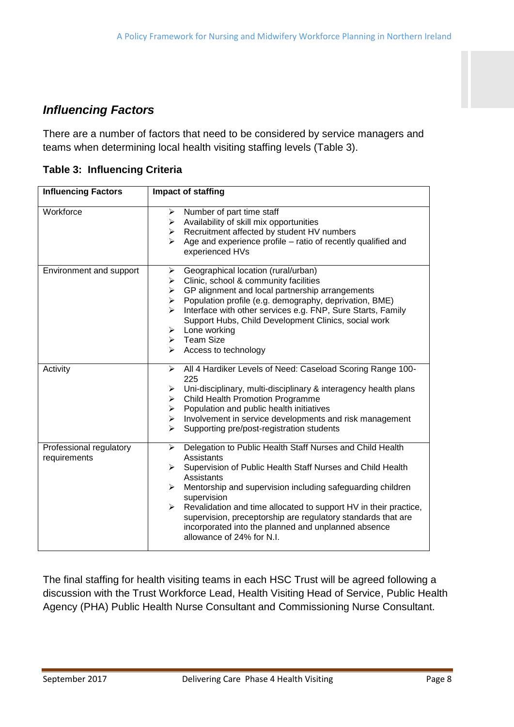## *Influencing Factors*

There are a number of factors that need to be considered by service managers and teams when determining local health visiting staffing levels (Table 3).

**Table 3: Influencing Criteria**

| **Influencing Factors** | **Impact of staffing** |
|---|---|
| Workforce | ➢ Number of part time staff<br>➢ Availability of skill mix opportunities<br>➢ Recruitment affected by student HV numbers<br>➢ Age and experience profile – ratio of recently qualified and experienced HVs |
| Environment and support | ➢ Geographical location (rural/urban)<br>➢ Clinic, school & community facilities<br>➢ GP alignment and local partnership arrangements<br>➢ Population profile (e.g. demography, deprivation, BME)<br>➢ Interface with other services e.g. FNP, Sure Starts, Family Support Hubs, Child Development Clinics, social work<br>➢ Lone working<br>➢ Team Size<br>➢ Access to technology |
| Activity | ➢ All 4 Hardiker Levels of Need: Caseload Scoring Range 100-225<br>➢ Uni-disciplinary, multi-disciplinary & interagency health plans<br>➢ Child Health Promotion Programme<br>➢ Population and public health initiatives<br>➢ Involvement in service developments and risk management<br>➢ Supporting pre/post-registration students |
| Professional regulatory requirements | ➢ Delegation to Public Health Staff Nurses and Child Health Assistants<br>➢ Supervision of Public Health Staff Nurses and Child Health Assistants<br>➢ Mentorship and supervision including safeguarding children supervision<br>➢ Revalidation and time allocated to support HV in their practice, supervision, preceptorship are regulatory standards that are incorporated into the planned and unplanned absence allowance of 24% for N.I. |

The final staffing for health visiting teams in each HSC Trust will be agreed following a discussion with the Trust Workforce Lead, Health Visiting Head of Service, Public Health Agency (PHA) Public Health Nurse Consultant and Commissioning Nurse Consultant.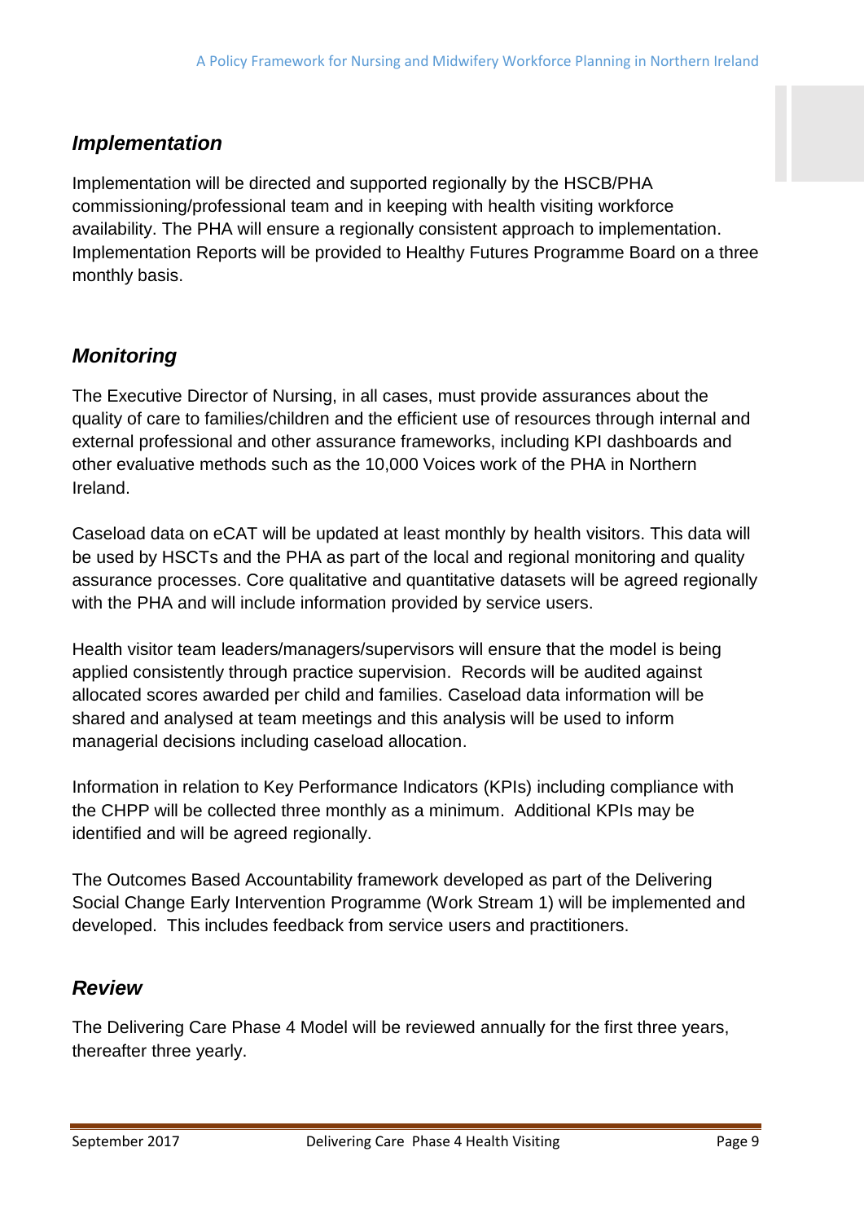### *Implementation*

Implementation will be directed and supported regionally by the HSCB/PHA commissioning/professional team and in keeping with health visiting workforce availability. The PHA will ensure a regionally consistent approach to implementation. Implementation Reports will be provided to Healthy Futures Programme Board on a three monthly basis.

### *Monitoring*

The Executive Director of Nursing, in all cases, must provide assurances about the quality of care to families/children and the efficient use of resources through internal and external professional and other assurance frameworks, including KPI dashboards and other evaluative methods such as the 10,000 Voices work of the PHA in Northern Ireland.

Caseload data on eCAT will be updated at least monthly by health visitors. This data will be used by HSCTs and the PHA as part of the local and regional monitoring and quality assurance processes. Core qualitative and quantitative datasets will be agreed regionally with the PHA and will include information provided by service users.

Health visitor team leaders/managers/supervisors will ensure that the model is being applied consistently through practice supervision. Records will be audited against allocated scores awarded per child and families. Caseload data information will be shared and analysed at team meetings and this analysis will be used to inform managerial decisions including caseload allocation.

Information in relation to Key Performance Indicators (KPIs) including compliance with the CHPP will be collected three monthly as a minimum. Additional KPIs may be identified and will be agreed regionally.

The Outcomes Based Accountability framework developed as part of the Delivering Social Change Early Intervention Programme (Work Stream 1) will be implemented and developed. This includes feedback from service users and practitioners.

### *Review*

The Delivering Care Phase 4 Model will be reviewed annually for the first three years, thereafter three yearly.